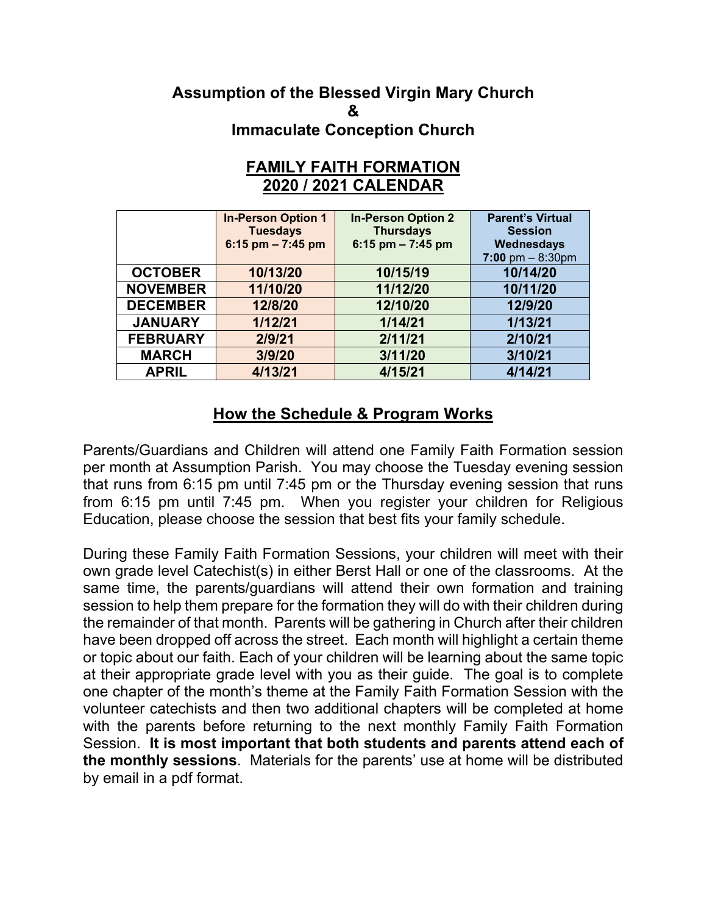**Assumption of the Blessed Virgin Mary Church**
**&**
**Immaculate Conception Church**

## FAMILY FAITH FORMATION
## 2020 / 2021 CALENDAR

| | **In-Person Option 1 Tuesdays 6:15 pm – 7:45 pm** | **In-Person Option 2 Thursdays 6:15 pm – 7:45 pm** | **Parent's Virtual Session Wednesdays 7:00 pm – 8:30pm** |
|---|---|---|---|
| **OCTOBER** | **10/13/20** | **10/15/19** | **10/14/20** |
| **NOVEMBER** | **11/10/20** | **11/12/20** | **10/11/20** |
| **DECEMBER** | **12/8/20** | **12/10/20** | **12/9/20** |
| **JANUARY** | **1/12/21** | **1/14/21** | **1/13/21** |
| **FEBRUARY** | **2/9/21** | **2/11/21** | **2/10/21** |
| **MARCH** | **3/9/20** | **3/11/20** | **3/10/21** |
| **APRIL** | **4/13/21** | **4/15/21** | **4/14/21** |

## How the Schedule & Program Works

Parents/Guardians and Children will attend one Family Faith Formation session per month at Assumption Parish. You may choose the Tuesday evening session that runs from 6:15 pm until 7:45 pm or the Thursday evening session that runs from 6:15 pm until 7:45 pm. When you register your children for Religious Education, please choose the session that best fits your family schedule.

During these Family Faith Formation Sessions, your children will meet with their own grade level Catechist(s) in either Berst Hall or one of the classrooms. At the same time, the parents/guardians will attend their own formation and training session to help them prepare for the formation they will do with their children during the remainder of that month. Parents will be gathering in Church after their children have been dropped off across the street. Each month will highlight a certain theme or topic about our faith. Each of your children will be learning about the same topic at their appropriate grade level with you as their guide. The goal is to complete one chapter of the month's theme at the Family Faith Formation Session with the volunteer catechists and then two additional chapters will be completed at home with the parents before returning to the next monthly Family Faith Formation Session. **It is most important that both students and parents attend each of the monthly sessions**. Materials for the parents' use at home will be distributed by email in a pdf format.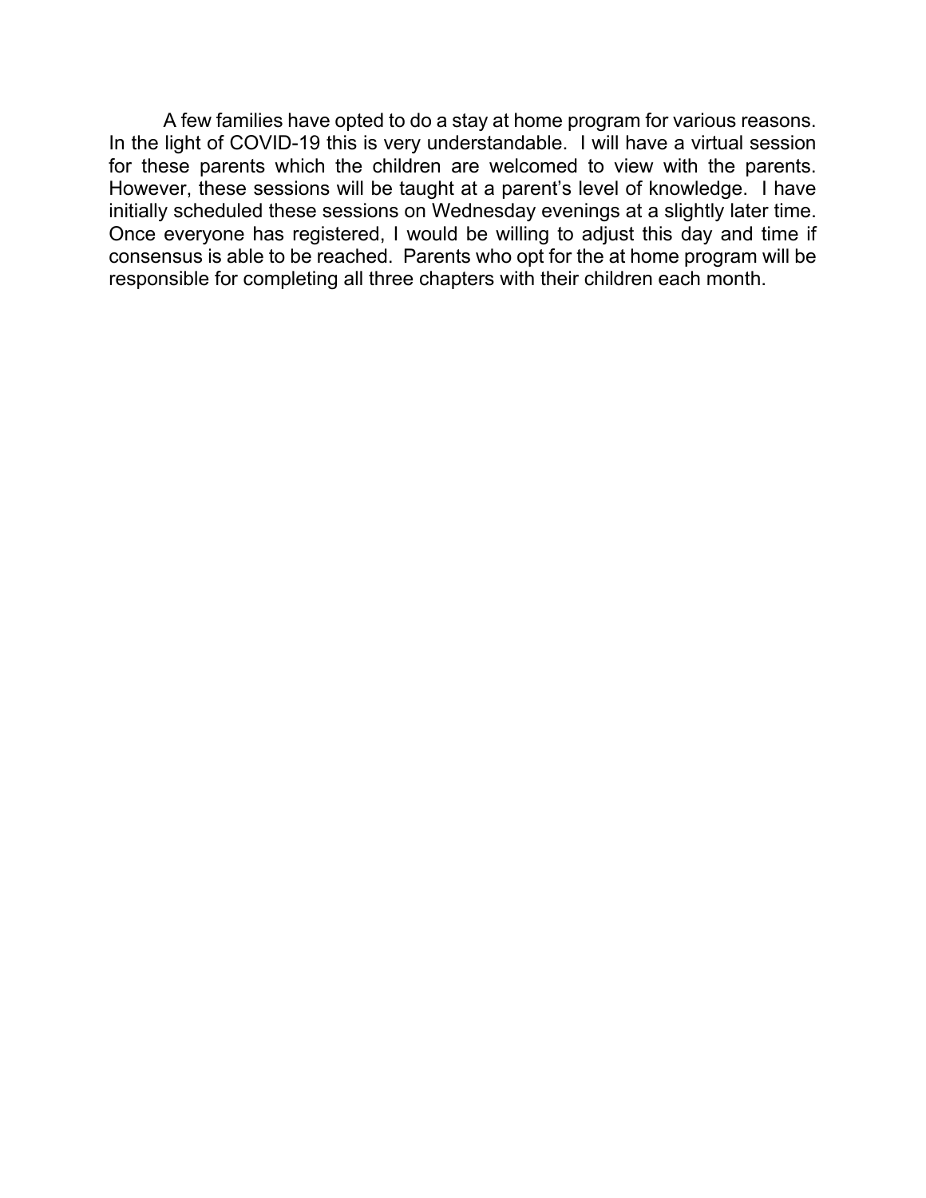A few families have opted to do a stay at home program for various reasons. In the light of COVID-19 this is very understandable. I will have a virtual session for these parents which the children are welcomed to view with the parents. However, these sessions will be taught at a parent's level of knowledge. I have initially scheduled these sessions on Wednesday evenings at a slightly later time. Once everyone has registered, I would be willing to adjust this day and time if consensus is able to be reached. Parents who opt for the at home program will be responsible for completing all three chapters with their children each month.